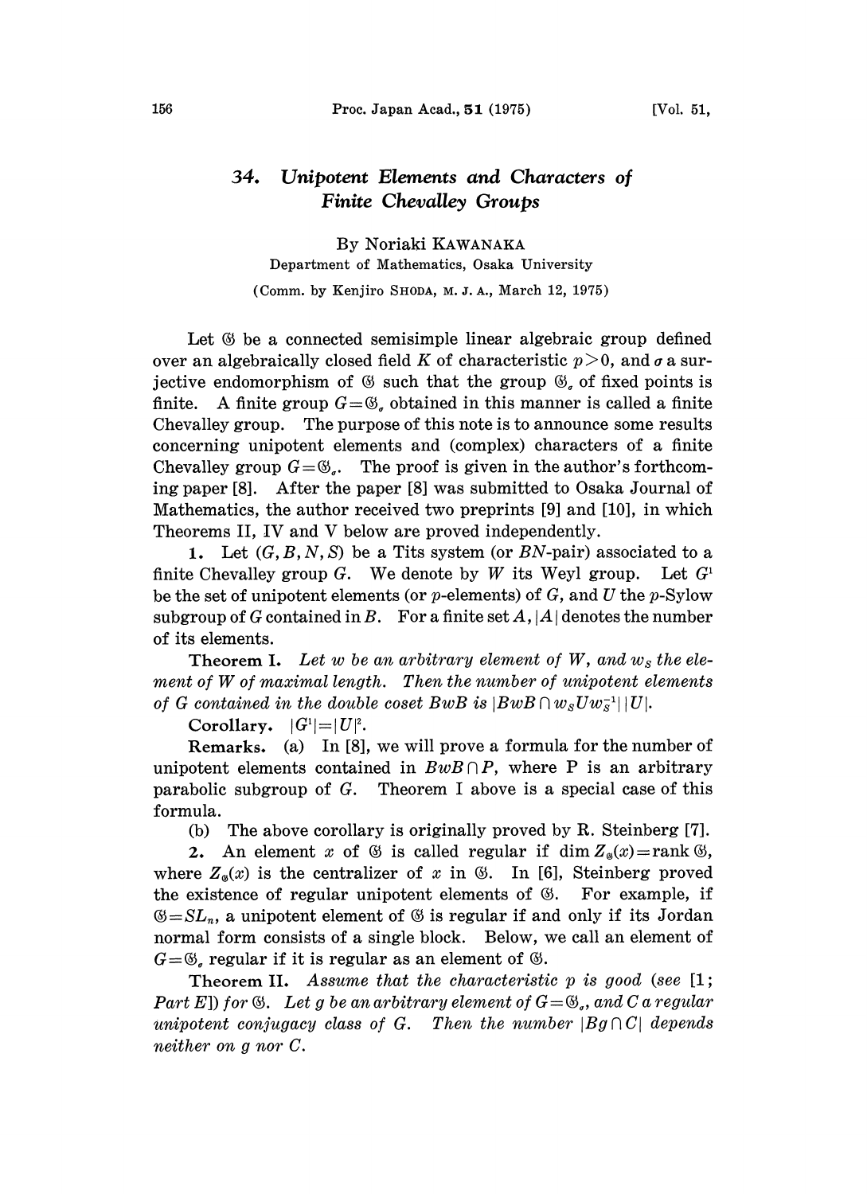# 34. *Unipotent Elements and Characters of Finite Chevalley Groups*

By Noriaki KAWANAKA

Department of Mathematics, Osaka University

(Comm. by Kenjiro SHODA, M. J. A., March 12, 1975)

Let $\mathfrak{G}$ be a connected semisimple linear algebraic group defined over an algebraically closed field $K$ of characteristic $p>0$, and $\sigma$ a surjective endomorphism of $\mathfrak{G}$ such that the group $\mathfrak{G}_\sigma$ of fixed points is finite. A finite group $G=\mathfrak{G}_\sigma$ obtained in this manner is called a finite Chevalley group. The purpose of this note is to announce some results concerning unipotent elements and (complex) characters of a finite Chevalley group $G=\mathfrak{G}_\sigma$. The proof is given in the author's forthcoming paper [8]. After the paper [8] was submitted to Osaka Journal of Mathematics, the author received two preprints [9] and [10], in which Theorems II, IV and V below are proved independently.

**1.** Let $(G, B, N, S)$ be a Tits system (or $BN$-pair) associated to a finite Chevalley group $G$. We denote by $W$ its Weyl group. Let $G^1$ be the set of unipotent elements (or $p$-elements) of $G$, and $U$ the $p$-Sylow subgroup of $G$ contained in $B$. For a finite set $A$, $|A|$ denotes the number of its elements.

**Theorem I.** *Let $w$ be an arbitrary element of $W$, and $w_S$ the element of $W$ of maximal length. Then the number of unipotent elements of $G$ contained in the double coset $BwB$ is $|BwB\cap w_SUw_S^{-1}|\,|U|$.*

**Corollary.** $|G^1|=|U|^2$.

**Remarks.** (a) In [8], we will prove a formula for the number of unipotent elements contained in $BwB\cap P$, where P is an arbitrary parabolic subgroup of $G$. Theorem I above is a special case of this formula.

(b) The above corollary is originally proved by R. Steinberg [7].

**2.** An element $x$ of $\mathfrak{G}$ is called regular if $\dim Z_{\mathfrak{G}}(x)=\operatorname{rank}\mathfrak{G}$, where $Z_{\mathfrak{G}}(x)$ is the centralizer of $x$ in $\mathfrak{G}$. In [6], Steinberg proved the existence of regular unipotent elements of $\mathfrak{G}$. For example, if $\mathfrak{G}=SL_n$, a unipotent element of $\mathfrak{G}$ is regular if and only if its Jordan normal form consists of a single block. Below, we call an element of $G=\mathfrak{G}_\sigma$ regular if it is regular as an element of $\mathfrak{G}$.

**Theorem II.** *Assume that the characteristic $p$ is good (see [1; Part E]) for $\mathfrak{G}$. Let $g$ be an arbitrary element of $G=\mathfrak{G}_\sigma$, and $C$ a regular unipotent conjugacy class of $G$. Then the number $|Bg\cap C|$ depends neither on $g$ nor $C$.*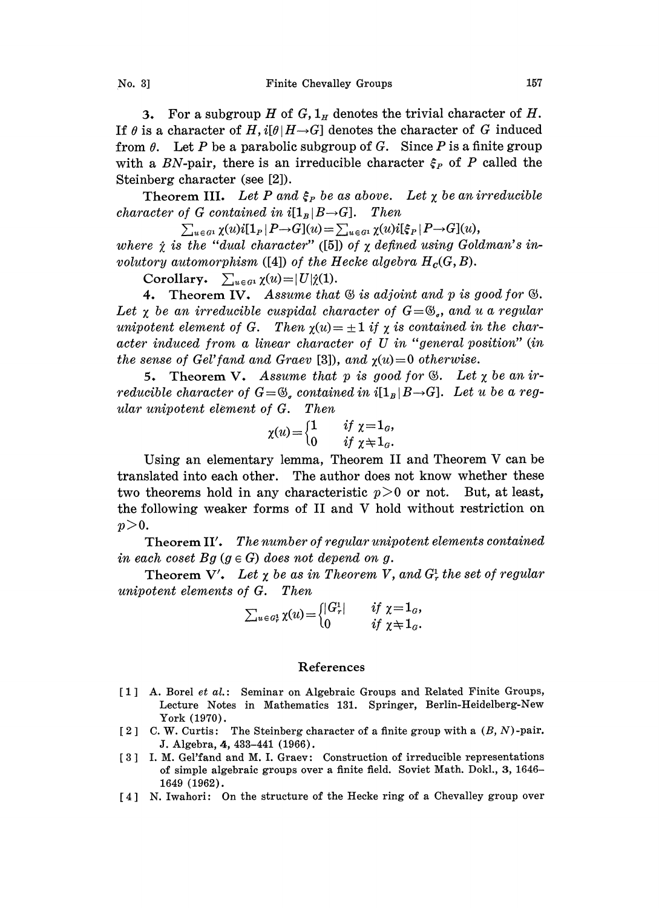3. For a subgroup $H$ of $G$, $1_H$ denotes the trivial character of $H$. If $\theta$ is a character of $H$, $i[\theta|H\to G]$ denotes the character of $G$ induced from $\theta$. Let $P$ be a parabolic subgroup of $G$. Since $P$ is a finite group with a $BN$-pair, there is an irreducible character $\xi_P$ of $P$ called the Steinberg character (see [2]).

**Theorem III.** *Let $P$ and $\xi_P$ be as above. Let $\chi$ be an irreducible character of $G$ contained in $i[1_B|B\to G]$. Then*

$$\sum_{u\in G^1}\chi(u)i[1_P|P\to G](u)=\sum_{u\in G^1}\hat{\chi}(u)i[\xi_P|P\to G](u),$$

*where $\hat{\chi}$ is the "dual character" ([5]) of $\chi$ defined using Goldman's involutory automorphism ([4]) of the Hecke algebra $H_C(G,B)$.*

**Corollary.** $\sum_{u\in G^1}\chi(u)=|U|\hat{\chi}(1)$.

4. **Theorem IV.** *Assume that $\mathfrak{G}$ is adjoint and $p$ is good for $\mathfrak{G}$. Let $\chi$ be an irreducible cuspidal character of $G=\mathfrak{G}_\sigma$, and $u$ a regular unipotent element of $G$. Then $\chi(u)=\pm 1$ if $\chi$ is contained in the character induced from a linear character of $U$ in "general position" (in the sense of Gel'fand and Graev [3]), and $\chi(u)=0$ otherwise.*

5. **Theorem V.** *Assume that $p$ is good for $\mathfrak{G}$. Let $\chi$ be an irreducible character of $G=\mathfrak{G}_\sigma$ contained in $i[1_B|B\to G]$. Let $u$ be a regular unipotent element of $G$. Then*

$$\chi(u)=\begin{cases}1 & \text{if } \chi=1_G,\\ 0 & \text{if } \chi\neq 1_G.\end{cases}$$

Using an elementary lemma, Theorem II and Theorem V can be translated into each other. The author does not know whether these two theorems hold in any characteristic $p>0$ or not. But, at least, the following weaker forms of II and V hold without restriction on $p>0$.

**Theorem II′.** *The number of regular unipotent elements contained in each coset $Bg$ ($g\in G$) does not depend on $g$.*

**Theorem V′.** *Let $\chi$ be as in Theorem V, and $G_r^1$ the set of regular unipotent elements of $G$. Then*

$$\sum_{u\in G_r^1}\chi(u)=\begin{cases}|G_r^1| & \text{if } \chi=1_G,\\ 0 & \text{if } \chi\neq 1_G.\end{cases}$$

## References

[1] A. Borel *et al.*: Seminar on Algebraic Groups and Related Finite Groups, Lecture Notes in Mathematics 131. Springer, Berlin-Heidelberg-New York (1970).

[2] C. W. Curtis: The Steinberg character of a finite group with a $(B, N)$-pair. J. Algebra, **4**, 433–441 (1966).

[3] I. M. Gel'fand and M. I. Graev: Construction of irreducible representations of simple algebraic groups over a finite field. Soviet Math. Dokl., **3**, 1646–1649 (1962).

[4] N. Iwahori: On the structure of the Hecke ring of a Chevalley group over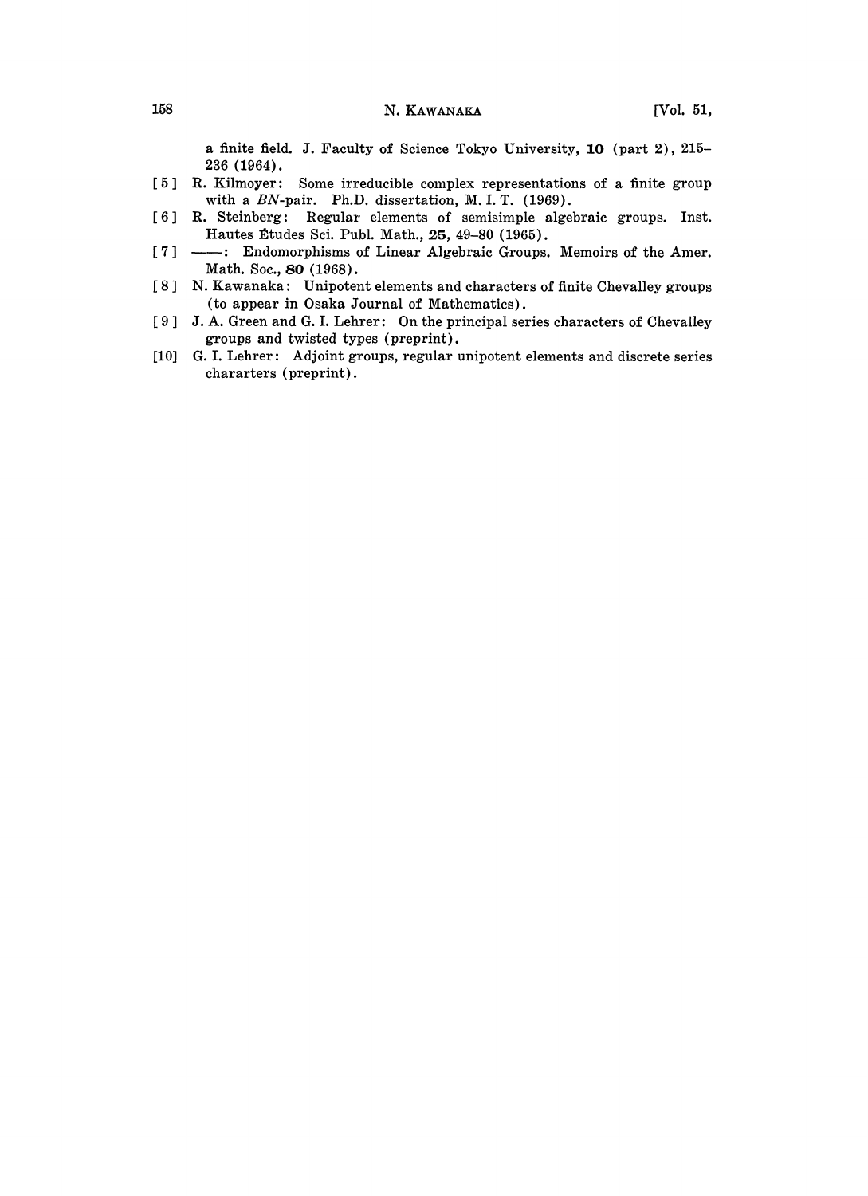a finite field. J. Faculty of Science Tokyo University, **10** (part 2), 215–236 (1964).

[5] R. Kilmoyer: Some irreducible complex representations of a finite group with a *BN*-pair. Ph.D. dissertation, M. I. T. (1969).

[6] R. Steinberg: Regular elements of semisimple algebraic groups. Inst. Hautes Études Sci. Publ. Math., **25**, 49–80 (1965).

[7] ——: Endomorphisms of Linear Algebraic Groups. Memoirs of the Amer. Math. Soc., **80** (1968).

[8] N. Kawanaka: Unipotent elements and characters of finite Chevalley groups (to appear in Osaka Journal of Mathematics).

[9] J. A. Green and G. I. Lehrer: On the principal series characters of Chevalley groups and twisted types (preprint).

[10] G. I. Lehrer: Adjoint groups, regular unipotent elements and discrete series chararters (preprint).